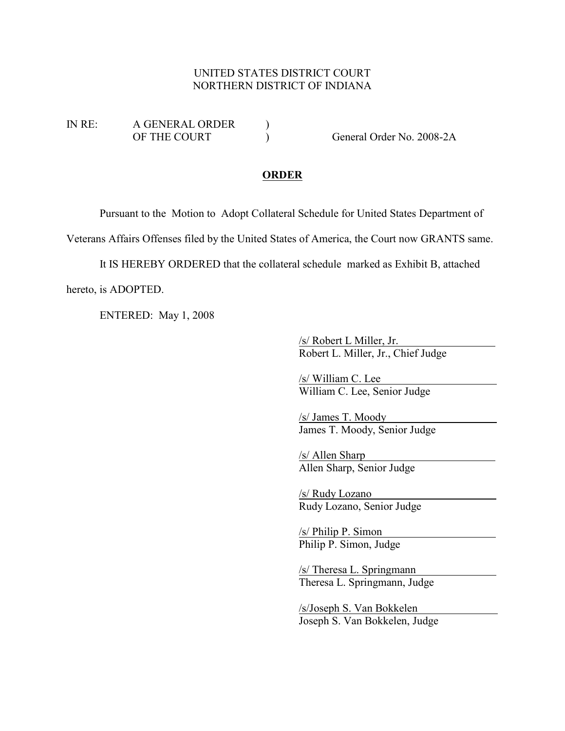UNITED STATES DISTRICT COURT
NORTHERN DISTRICT OF INDIANA

IN RE: A GENERAL ORDER )
OF THE COURT ) General Order No. 2008-2A

## **ORDER**

Pursuant to the Motion to Adopt Collateral Schedule for United States Department of Veterans Affairs Offenses filed by the United States of America, the Court now GRANTS same.

It IS HEREBY ORDERED that the collateral schedule marked as Exhibit B, attached hereto, is ADOPTED.

ENTERED: May 1, 2008

/s/ Robert L Miller, Jr.
Robert L. Miller, Jr., Chief Judge

/s/ William C. Lee
William C. Lee, Senior Judge

/s/ James T. Moody
James T. Moody, Senior Judge

/s/ Allen Sharp
Allen Sharp, Senior Judge

/s/ Rudy Lozano
Rudy Lozano, Senior Judge

/s/ Philip P. Simon
Philip P. Simon, Judge

/s/ Theresa L. Springmann
Theresa L. Springmann, Judge

/s/Joseph S. Van Bokkelen
Joseph S. Van Bokkelen, Judge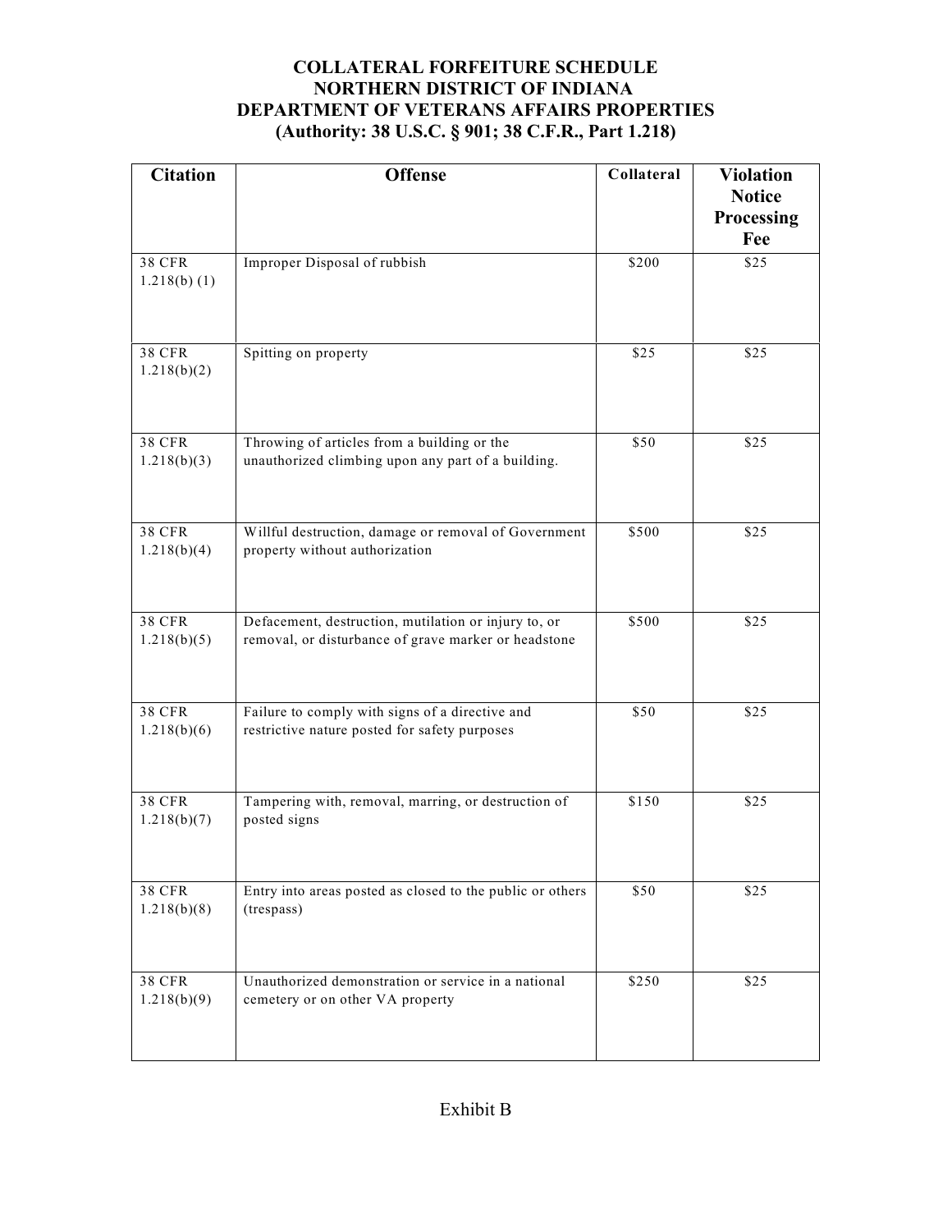# COLLATERAL FORFEITURE SCHEDULE
# NORTHERN DISTRICT OF INDIANA
# DEPARTMENT OF VETERANS AFFAIRS PROPERTIES
# (Authority: 38 U.S.C. § 901; 38 C.F.R., Part 1.218)

| Citation | Offense | Collateral | Violation Notice Processing Fee |
|---|---|---|---|
| 38 CFR 1.218(b) (1) | Improper Disposal of rubbish | $200 | $25 |
| 38 CFR 1.218(b)(2) | Spitting on property | $25 | $25 |
| 38 CFR 1.218(b)(3) | Throwing of articles from a building or the unauthorized climbing upon any part of a building. | $50 | $25 |
| 38 CFR 1.218(b)(4) | Willful destruction, damage or removal of Government property without authorization | $500 | $25 |
| 38 CFR 1.218(b)(5) | Defacement, destruction, mutilation or injury to, or removal, or disturbance of grave marker or headstone | $500 | $25 |
| 38 CFR 1.218(b)(6) | Failure to comply with signs of a directive and restrictive nature posted for safety purposes | $50 | $25 |
| 38 CFR 1.218(b)(7) | Tampering with, removal, marring, or destruction of posted signs | $150 | $25 |
| 38 CFR 1.218(b)(8) | Entry into areas posted as closed to the public or others (trespass) | $50 | $25 |
| 38 CFR 1.218(b)(9) | Unauthorized demonstration or service in a national cemetery or on other VA property | $250 | $25 |

Exhibit B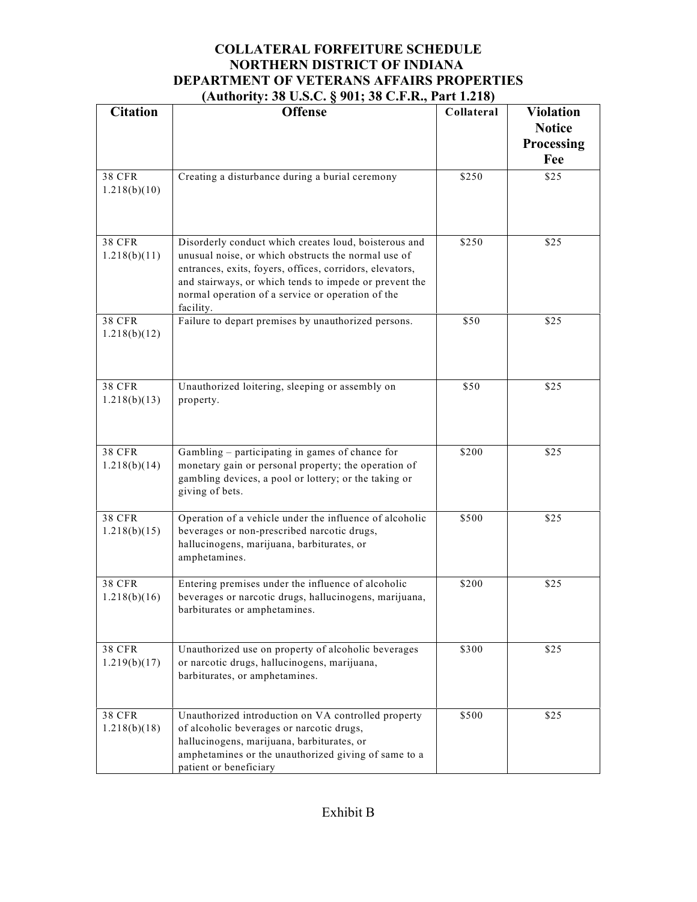**COLLATERAL FORFEITURE SCHEDULE**
**NORTHERN DISTRICT OF INDIANA**
**DEPARTMENT OF VETERANS AFFAIRS PROPERTIES**
**(Authority: 38 U.S.C. § 901; 38 C.F.R., Part 1.218)**

| Citation | Offense | Collateral | Violation Notice Processing Fee |
|---|---|---|---|
| 38 CFR 1.218(b)(10) | Creating a disturbance during a burial ceremony | $250 | $25 |
| 38 CFR 1.218(b)(11) | Disorderly conduct which creates loud, boisterous and unusual noise, or which obstructs the normal use of entrances, exits, foyers, offices, corridors, elevators, and stairways, or which tends to impede or prevent the normal operation of a service or operation of the facility. | $250 | $25 |
| 38 CFR 1.218(b)(12) | Failure to depart premises by unauthorized persons. | $50 | $25 |
| 38 CFR 1.218(b)(13) | Unauthorized loitering, sleeping or assembly on property. | $50 | $25 |
| 38 CFR 1.218(b)(14) | Gambling – participating in games of chance for monetary gain or personal property; the operation of gambling devices, a pool or lottery; or the taking or giving of bets. | $200 | $25 |
| 38 CFR 1.218(b)(15) | Operation of a vehicle under the influence of alcoholic beverages or non-prescribed narcotic drugs, hallucinogens, marijuana, barbiturates, or amphetamines. | $500 | $25 |
| 38 CFR 1.218(b)(16) | Entering premises under the influence of alcoholic beverages or narcotic drugs, hallucinogens, marijuana, barbiturates or amphetamines. | $200 | $25 |
| 38 CFR 1.219(b)(17) | Unauthorized use on property of alcoholic beverages or narcotic drugs, hallucinogens, marijuana, barbiturates, or amphetamines. | $300 | $25 |
| 38 CFR 1.218(b)(18) | Unauthorized introduction on VA controlled property of alcoholic beverages or narcotic drugs, hallucinogens, marijuana, barbiturates, or amphetamines or the unauthorized giving of same to a patient or beneficiary | $500 | $25 |

Exhibit B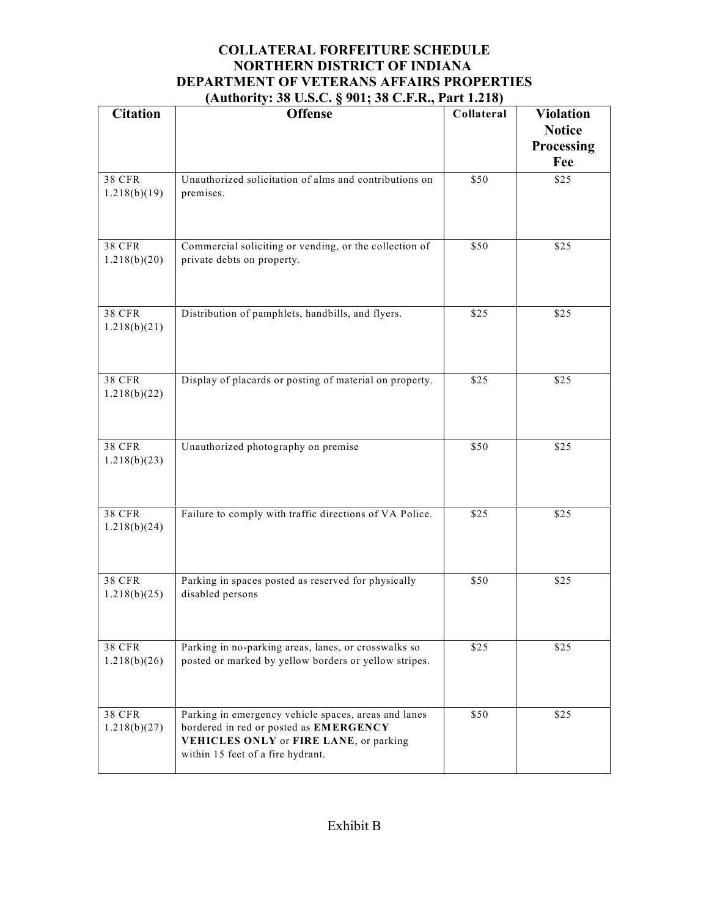# COLLATERAL FORFEITURE SCHEDULE
# NORTHERN DISTRICT OF INDIANA
# DEPARTMENT OF VETERANS AFFAIRS PROPERTIES
# (Authority: 38 U.S.C. § 901; 38 C.F.R., Part 1.218)

| Citation | Offense | Collateral | Violation Notice Processing Fee |
|---|---|---|---|
| 38 CFR 1.218(b)(19) | Unauthorized solicitation of alms and contributions on premises. | $50 | $25 |
| 38 CFR 1.218(b)(20) | Commercial soliciting or vending, or the collection of private debts on property. | $50 | $25 |
| 38 CFR 1.218(b)(21) | Distribution of pamphlets, handbills, and flyers. | $25 | $25 |
| 38 CFR 1.218(b)(22) | Display of placards or posting of material on property. | $25 | $25 |
| 38 CFR 1.218(b)(23) | Unauthorized photography on premise | $50 | $25 |
| 38 CFR 1.218(b)(24) | Failure to comply with traffic directions of VA Police. | $25 | $25 |
| 38 CFR 1.218(b)(25) | Parking in spaces posted as reserved for physically disabled persons | $50 | $25 |
| 38 CFR 1.218(b)(26) | Parking in no-parking areas, lanes, or crosswalks so posted or marked by yellow borders or yellow stripes. | $25 | $25 |
| 38 CFR 1.218(b)(27) | Parking in emergency vehicle spaces, areas and lanes bordered in red or posted as **EMERGENCY VEHICLES ONLY** or **FIRE LANE**, or parking within 15 feet of a fire hydrant. | $50 | $25 |

Exhibit B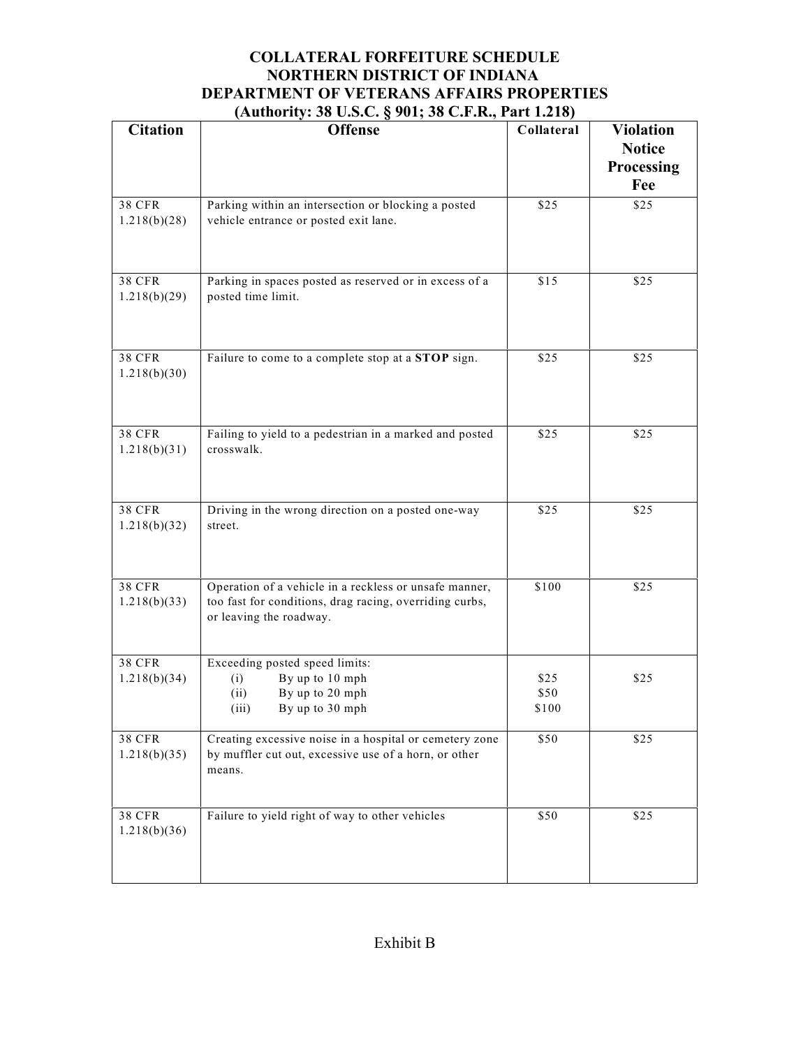**COLLATERAL FORFEITURE SCHEDULE**
**NORTHERN DISTRICT OF INDIANA**
**DEPARTMENT OF VETERANS AFFAIRS PROPERTIES**
**(Authority: 38 U.S.C. § 901; 38 C.F.R., Part 1.218)**

| Citation | Offense | Collateral | Violation Notice Processing Fee |
|---|---|---|---|
| 38 CFR 1.218(b)(28) | Parking within an intersection or blocking a posted vehicle entrance or posted exit lane. | $25 | $25 |
| 38 CFR 1.218(b)(29) | Parking in spaces posted as reserved or in excess of a posted time limit. | $15 | $25 |
| 38 CFR 1.218(b)(30) | Failure to come to a complete stop at a **STOP** sign. | $25 | $25 |
| 38 CFR 1.218(b)(31) | Failing to yield to a pedestrian in a marked and posted crosswalk. | $25 | $25 |
| 38 CFR 1.218(b)(32) | Driving in the wrong direction on a posted one-way street. | $25 | $25 |
| 38 CFR 1.218(b)(33) | Operation of a vehicle in a reckless or unsafe manner, too fast for conditions, drag racing, overriding curbs, or leaving the roadway. | $100 | $25 |
| 38 CFR 1.218(b)(34) | Exceeding posted speed limits:<br>(i) By up to 10 mph<br>(ii) By up to 20 mph<br>(iii) By up to 30 mph | <br>$25<br>$50<br>$100 | $25 |
| 38 CFR 1.218(b)(35) | Creating excessive noise in a hospital or cemetery zone by muffler cut out, excessive use of a horn, or other means. | $50 | $25 |
| 38 CFR 1.218(b)(36) | Failure to yield right of way to other vehicles | $50 | $25 |

Exhibit B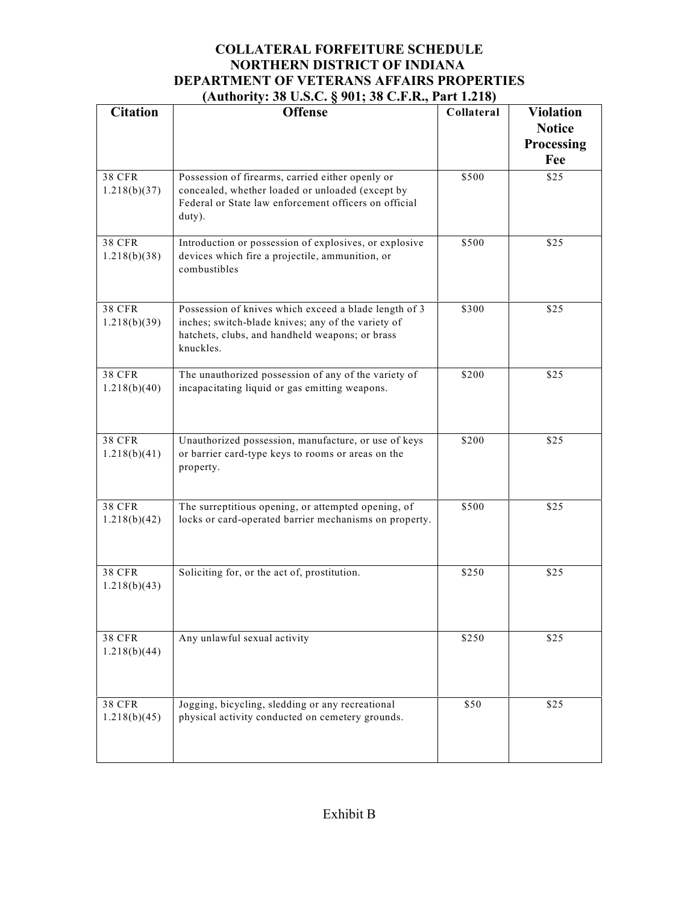**COLLATERAL FORFEITURE SCHEDULE**
**NORTHERN DISTRICT OF INDIANA**
**DEPARTMENT OF VETERANS AFFAIRS PROPERTIES**
**(Authority: 38 U.S.C. § 901; 38 C.F.R., Part 1.218)**

| Citation | Offense | Collateral | Violation Notice Processing Fee |
|---|---|---|---|
| 38 CFR 1.218(b)(37) | Possession of firearms, carried either openly or concealed, whether loaded or unloaded (except by Federal or State law enforcement officers on official duty). | $500 | $25 |
| 38 CFR 1.218(b)(38) | Introduction or possession of explosives, or explosive devices which fire a projectile, ammunition, or combustibles | $500 | $25 |
| 38 CFR 1.218(b)(39) | Possession of knives which exceed a blade length of 3 inches; switch-blade knives; any of the variety of hatchets, clubs, and handheld weapons; or brass knuckles. | $300 | $25 |
| 38 CFR 1.218(b)(40) | The unauthorized possession of any of the variety of incapacitating liquid or gas emitting weapons. | $200 | $25 |
| 38 CFR 1.218(b)(41) | Unauthorized possession, manufacture, or use of keys or barrier card-type keys to rooms or areas on the property. | $200 | $25 |
| 38 CFR 1.218(b)(42) | The surreptitious opening, or attempted opening, of locks or card-operated barrier mechanisms on property. | $500 | $25 |
| 38 CFR 1.218(b)(43) | Soliciting for, or the act of, prostitution. | $250 | $25 |
| 38 CFR 1.218(b)(44) | Any unlawful sexual activity | $250 | $25 |
| 38 CFR 1.218(b)(45) | Jogging, bicycling, sledding or any recreational physical activity conducted on cemetery grounds. | $50 | $25 |

Exhibit B